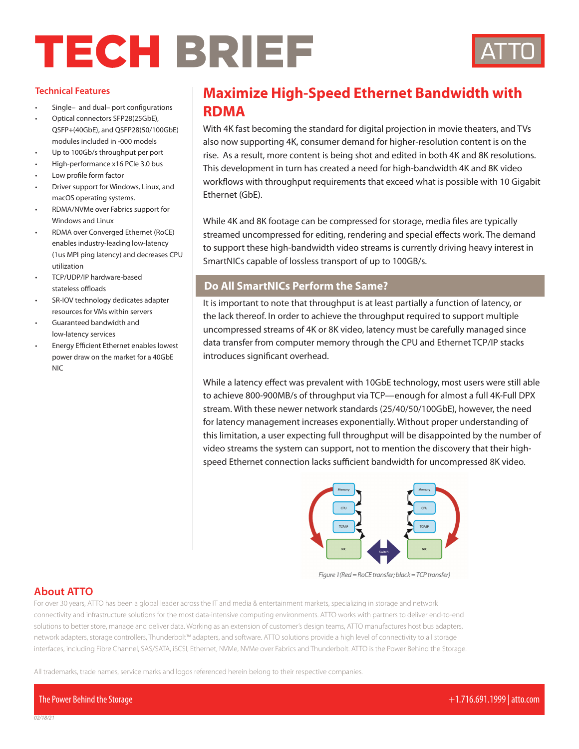# TECH BRIEF

ATTO

### Technical Features

- Single– and dual– port configurations
- Optical connectors SFP28(25GbE), QSFP+(40GbE), and QSFP28(50/100GbE) modules included in -000 models
- Up to 100Gb/s throughput per port
- High-performance x16 PCIe 3.0 bus
- Low profile form factor
- Driver support for Windows, Linux, and macOS operating systems.
- RDMA/NVMe over Fabrics support for Windows and Linux
- RDMA over Converged Ethernet (RoCE) enables industry-leading low-latency (1us MPI ping latency) and decreases CPU utilization
- TCP/UDP/IP hardware-based stateless offloads
- SR-IOV technology dedicates adapter resources for VMs within servers
- Guaranteed bandwidth and low-latency services
- Energy Efficient Ethernet enables lowest power draw on the market for a 40GbE NIC

## Maximize High-Speed Ethernet Bandwidth with RDMA

With 4K fast becoming the standard for digital projection in movie theaters, and TVs also now supporting 4K, consumer demand for higher-resolution content is on the rise. As a result, more content is being shot and edited in both 4K and 8K resolutions. This development in turn has created a need for high-bandwidth 4K and 8K video workflows with throughput requirements that exceed what is possible with 10 Gigabit Ethernet (GbE).

While 4K and 8K footage can be compressed for storage, media files are typically streamed uncompressed for editing, rendering and special effects work. The demand to support these high-bandwidth video streams is currently driving heavy interest in SmartNICs capable of lossless transport of up to 100GB/s.

### Do All SmartNICs Perform the Same?

It is important to note that throughput is at least partially a function of latency, or the lack thereof. In order to achieve the throughput required to support multiple uncompressed streams of 4K or 8K video, latency must be carefully managed since data transfer from computer memory through the CPU and Ethernet TCP/IP stacks introduces significant overhead.

While a latency effect was prevalent with 10GbE technology, most users were still able to achieve 800-900MB/s of throughput via TCP—enough for almost a full 4K-Full DPX stream. With these newer network standards (25/40/50/100GbE), however, the need for latency management increases exponentially. Without proper understanding of this limitation, a user expecting full throughput will be disappointed by the number of video streams the system can support, not to mention the discovery that their high-speed Ethernet connection lacks sufficient bandwidth for uncompressed 8K video.

Memory | CPU | TCP/IP | NIC | Switch | NIC | TCP/IP | CPU | Memory

*Figure 1 (Red = RoCE transfer; black = TCP transfer)*

## About ATTO

For over 30 years, ATTO has been a global leader across the IT and media & entertainment markets, specializing in storage and network connectivity and infrastructure solutions for the most data-intensive computing environments. ATTO works with partners to deliver end-to-end solutions to better store, manage and deliver data. Working as an extension of customer's design teams, ATTO manufactures host bus adapters, network adapters, storage controllers, Thunderbolt™ adapters, and software. ATTO solutions provide a high level of connectivity to all storage interfaces, including Fibre Channel, SAS/SATA, iSCSI, Ethernet, NVMe, NVMe over Fabrics and Thunderbolt. ATTO is the Power Behind the Storage.

All trademarks, trade names, service marks and logos referenced herein belong to their respective companies.

The Power Behind the Storage | +1.716.691.1999 | atto.com

02/18/21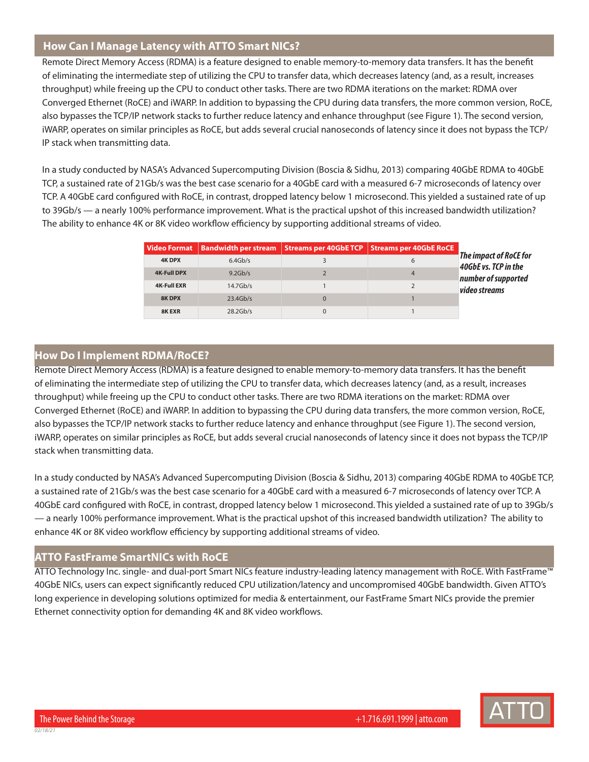## How Can I Manage Latency with ATTO Smart NICs?

Remote Direct Memory Access (RDMA) is a feature designed to enable memory-to-memory data transfers. It has the benefit of eliminating the intermediate step of utilizing the CPU to transfer data, which decreases latency (and, as a result, increases throughput) while freeing up the CPU to conduct other tasks. There are two RDMA iterations on the market: RDMA over Converged Ethernet (RoCE) and iWARP. In addition to bypassing the CPU during data transfers, the more common version, RoCE, also bypasses the TCP/IP network stacks to further reduce latency and enhance throughput (see Figure 1). The second version, iWARP, operates on similar principles as RoCE, but adds several crucial nanoseconds of latency since it does not bypass the TCP/IP stack when transmitting data.

In a study conducted by NASA's Advanced Supercomputing Division (Boscia & Sidhu, 2013) comparing 40GbE RDMA to 40GbE TCP, a sustained rate of 21Gb/s was the best case scenario for a 40GbE card with a measured 6-7 microseconds of latency over TCP. A 40GbE card configured with RoCE, in contrast, dropped latency below 1 microsecond. This yielded a sustained rate of up to 39Gb/s — a nearly 100% performance improvement. What is the practical upshot of this increased bandwidth utilization? The ability to enhance 4K or 8K video workflow efficiency by supporting additional streams of video.

| Video Format | Bandwidth per stream | Streams per 40GbE TCP | Streams per 40GbE RoCE |
|---|---|---|---|
| 4K DPX | 6.4Gb/s | 3 | 6 |
| 4K-Full DPX | 9.2Gb/s | 2 | 4 |
| 4K-Full EXR | 14.7Gb/s | 1 | 2 |
| 8K DPX | 23.4Gb/s | 0 | 1 |
| 8K EXR | 28.2Gb/s | 0 | 1 |

***The impact of RoCE for 40GbE vs. TCP in the number of supported video streams***

## How Do I Implement RDMA/RoCE?

Remote Direct Memory Access (RDMA) is a feature designed to enable memory-to-memory data transfers. It has the benefit of eliminating the intermediate step of utilizing the CPU to transfer data, which decreases latency (and, as a result, increases throughput) while freeing up the CPU to conduct other tasks. There are two RDMA iterations on the market: RDMA over Converged Ethernet (RoCE) and iWARP. In addition to bypassing the CPU during data transfers, the more common version, RoCE, also bypasses the TCP/IP network stacks to further reduce latency and enhance throughput (see Figure 1). The second version, iWARP, operates on similar principles as RoCE, but adds several crucial nanoseconds of latency since it does not bypass the TCP/IP stack when transmitting data.

In a study conducted by NASA's Advanced Supercomputing Division (Boscia & Sidhu, 2013) comparing 40GbE RDMA to 40GbE TCP, a sustained rate of 21Gb/s was the best case scenario for a 40GbE card with a measured 6-7 microseconds of latency over TCP. A 40GbE card configured with RoCE, in contrast, dropped latency below 1 microsecond. This yielded a sustained rate of up to 39Gb/s — a nearly 100% performance improvement. What is the practical upshot of this increased bandwidth utilization? The ability to enhance 4K or 8K video workflow efficiency by supporting additional streams of video.

## ATTO FastFrame SmartNICs with RoCE

ATTO Technology Inc. single- and dual-port Smart NICs feature industry-leading latency management with RoCE. With FastFrame™ 40GbE NICs, users can expect significantly reduced CPU utilization/latency and uncompromised 40GbE bandwidth. Given ATTO's long experience in developing solutions optimized for media & entertainment, our FastFrame Smart NICs provide the premier Ethernet connectivity option for demanding 4K and 8K video workflows.